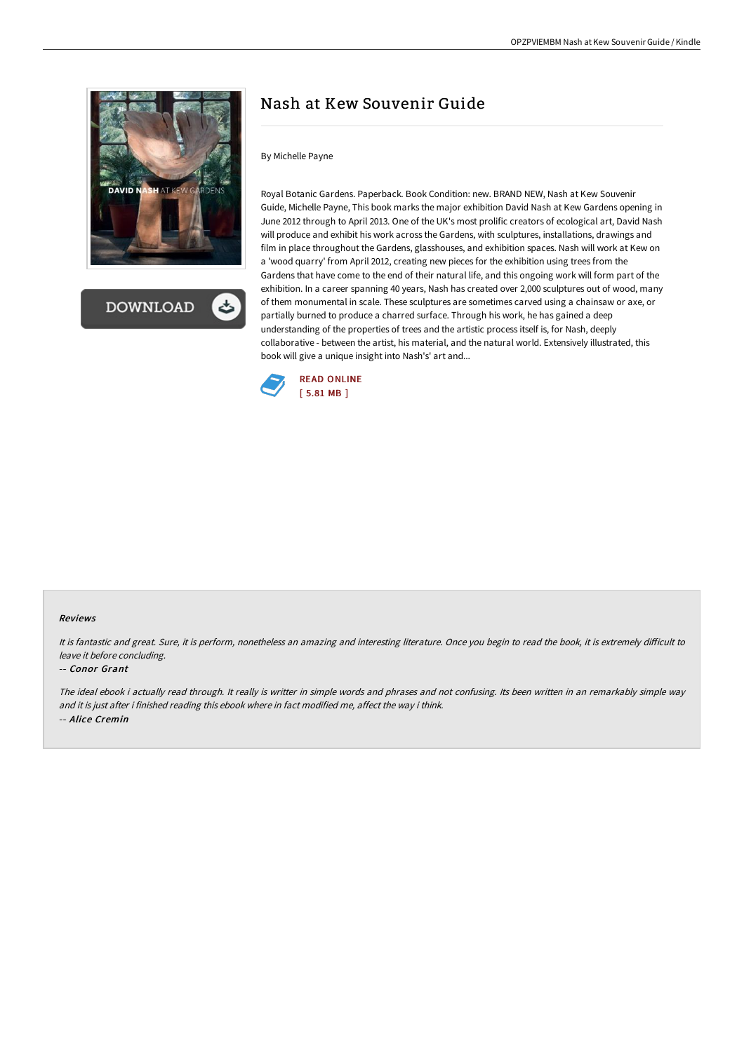# Nash at Kew Souvenir Guide

By Michelle Payne

Royal Botanic Gardens. Paperback. Book Condition: new. BRAND NEW, Nash at Kew Souvenir Guide, Michelle Payne, This book marks the major exhibition David Nash at Kew Gardens opening in June 2012 through to April 2013. One of the UK's most prolific creators of ecological art, David Nash will produce and exhibit his work across the Gardens, with sculptures, installations, drawings and film in place throughout the Gardens, glasshouses, and exhibition spaces. Nash will work at Kew on a 'wood quarry' from April 2012, creating new pieces for the exhibition using trees from the Gardens that have come to the end of their natural life, and this ongoing work will form part of the exhibition. In a career spanning 40 years, Nash has created over 2,000 sculptures out of wood, many of them monumental in scale. These sculptures are sometimes carved using a chainsaw or axe, or partially burned to produce a charred surface. Through his work, he has gained a deep understanding of the properties of trees and the artistic process itself is, for Nash, deeply collaborative - between the artist, his material, and the natural world. Extensively illustrated, this book will give a unique insight into Nash's' art and...

READ ONLINE
[ 5.81 MB ]

#### Reviews

*It is fantastic and great. Sure, it is perform, nonetheless an amazing and interesting literature. Once you begin to read the book, it is extremely difficult to leave it before concluding.*

-- *Conor Grant*

*The ideal ebook i actually read through. It really is writter in simple words and phrases and not confusing. Its been written in an remarkably simple way and it is just after i finished reading this ebook where in fact modified me, affect the way i think.*

-- *Alice Cremin*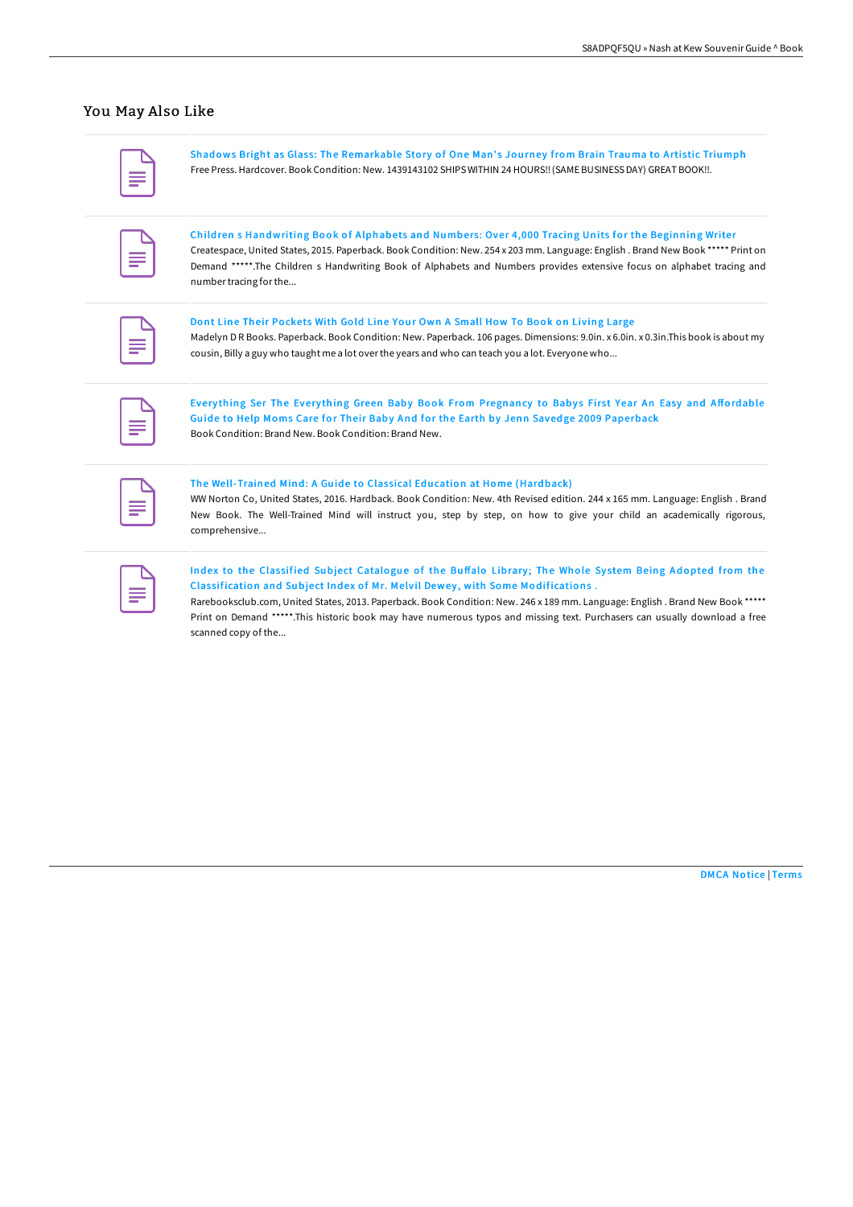## You May Also Like

**Shadows Bright as Glass: The Remarkable Story of One Man's Journey from Brain Trauma to Artistic Triumph**
Free Press. Hardcover. Book Condition: New. 1439143102 SHIPS WITHIN 24 HOURS!! (SAME BUSINESS DAY) GREAT BOOK!!.

**Children s Handwriting Book of Alphabets and Numbers: Over 4,000 Tracing Units for the Beginning Writer**
Createspace, United States, 2015. Paperback. Book Condition: New. 254 x 203 mm. Language: English . Brand New Book ***** Print on Demand *****.The Children s Handwriting Book of Alphabets and Numbers provides extensive focus on alphabet tracing and number tracing for the...

**Dont Line Their Pockets With Gold Line Your Own A Small How To Book on Living Large**
Madelyn D R Books. Paperback. Book Condition: New. Paperback. 106 pages. Dimensions: 9.0in. x 6.0in. x 0.3in.This book is about my cousin, Billy a guy who taught me a lot over the years and who can teach you a lot. Everyone who...

**Everything Ser The Everything Green Baby Book From Pregnancy to Babys First Year An Easy and Affordable Guide to Help Moms Care for Their Baby And for the Earth by Jenn Savedge 2009 Paperback**
Book Condition: Brand New. Book Condition: Brand New.

**The Well-Trained Mind: A Guide to Classical Education at Home (Hardback)**
WW Norton Co, United States, 2016. Hardback. Book Condition: New. 4th Revised edition. 244 x 165 mm. Language: English . Brand New Book. The Well-Trained Mind will instruct you, step by step, on how to give your child an academically rigorous, comprehensive...

**Index to the Classified Subject Catalogue of the Buffalo Library; The Whole System Being Adopted from the Classification and Subject Index of Mr. Melvil Dewey, with Some Modifications .**
Rarebooksclub.com, United States, 2013. Paperback. Book Condition: New. 246 x 189 mm. Language: English . Brand New Book ***** Print on Demand *****.This historic book may have numerous typos and missing text. Purchasers can usually download a free scanned copy of the...